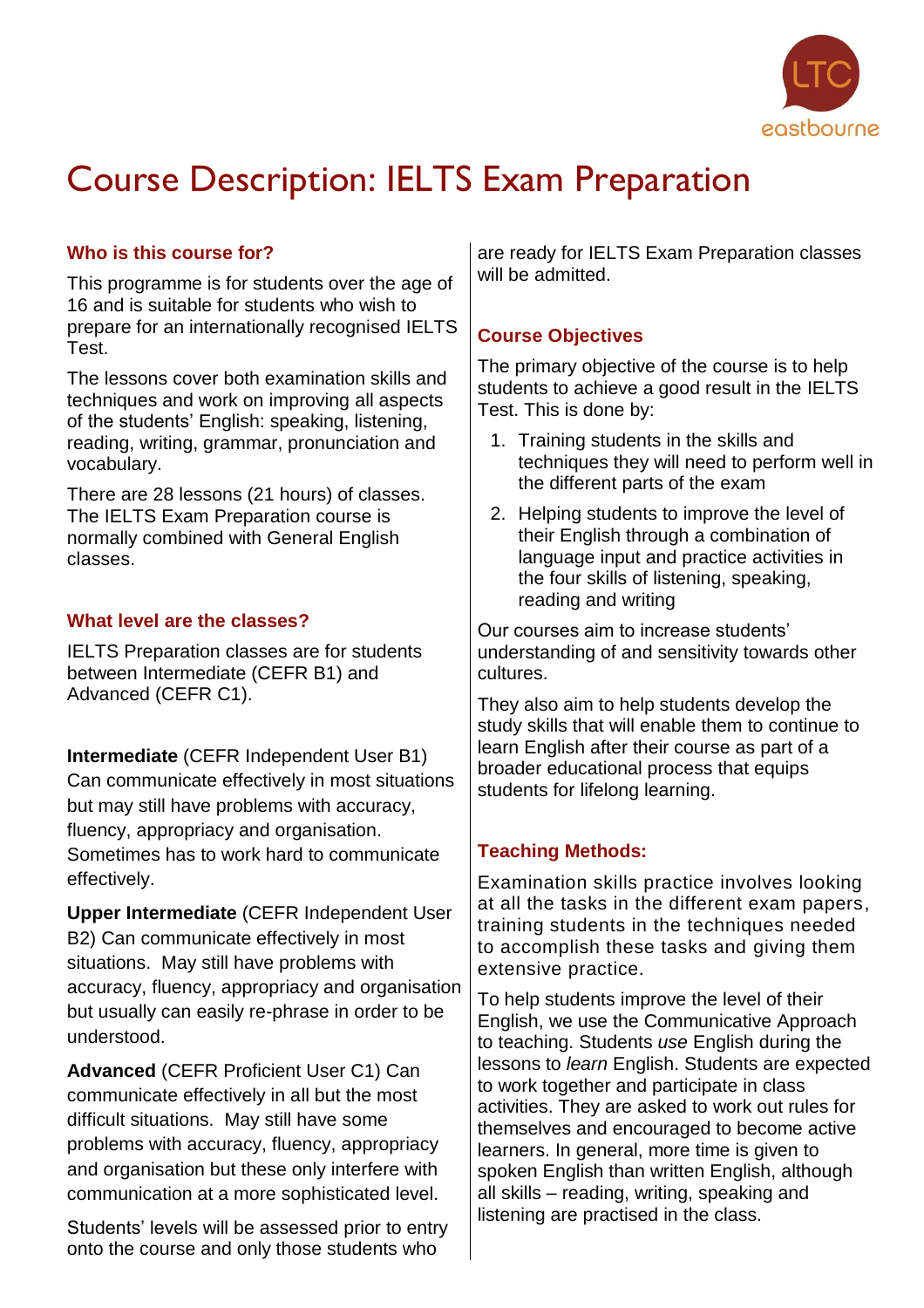# Course Description: IELTS Exam Preparation

### Who is this course for?

This programme is for students over the age of 16 and is suitable for students who wish to prepare for an internationally recognised IELTS Test.

The lessons cover both examination skills and techniques and work on improving all aspects of the students' English: speaking, listening, reading, writing, grammar, pronunciation and vocabulary.

There are 28 lessons (21 hours) of classes. The IELTS Exam Preparation course is normally combined with General English classes.

### What level are the classes?

IELTS Preparation classes are for students between Intermediate (CEFR B1) and Advanced (CEFR C1).

**Intermediate** (CEFR Independent User B1) Can communicate effectively in most situations but may still have problems with accuracy, fluency, appropriacy and organisation. Sometimes has to work hard to communicate effectively.

**Upper Intermediate** (CEFR Independent User B2) Can communicate effectively in most situations. May still have problems with accuracy, fluency, appropriacy and organisation but usually can easily re-phrase in order to be understood.

**Advanced** (CEFR Proficient User C1) Can communicate effectively in all but the most difficult situations. May still have some problems with accuracy, fluency, appropriacy and organisation but these only interfere with communication at a more sophisticated level.

Students' levels will be assessed prior to entry onto the course and only those students who are ready for IELTS Exam Preparation classes will be admitted.

### Course Objectives

The primary objective of the course is to help students to achieve a good result in the IELTS Test. This is done by:

1. Training students in the skills and techniques they will need to perform well in the different parts of the exam
2. Helping students to improve the level of their English through a combination of language input and practice activities in the four skills of listening, speaking, reading and writing

Our courses aim to increase students' understanding of and sensitivity towards other cultures.

They also aim to help students develop the study skills that will enable them to continue to learn English after their course as part of a broader educational process that equips students for lifelong learning.

### Teaching Methods:

Examination skills practice involves looking at all the tasks in the different exam papers, training students in the techniques needed to accomplish these tasks and giving them extensive practice.

To help students improve the level of their English, we use the Communicative Approach to teaching. Students *use* English during the lessons to *learn* English. Students are expected to work together and participate in class activities. They are asked to work out rules for themselves and encouraged to become active learners. In general, more time is given to spoken English than written English, although all skills – reading, writing, speaking and listening are practised in the class.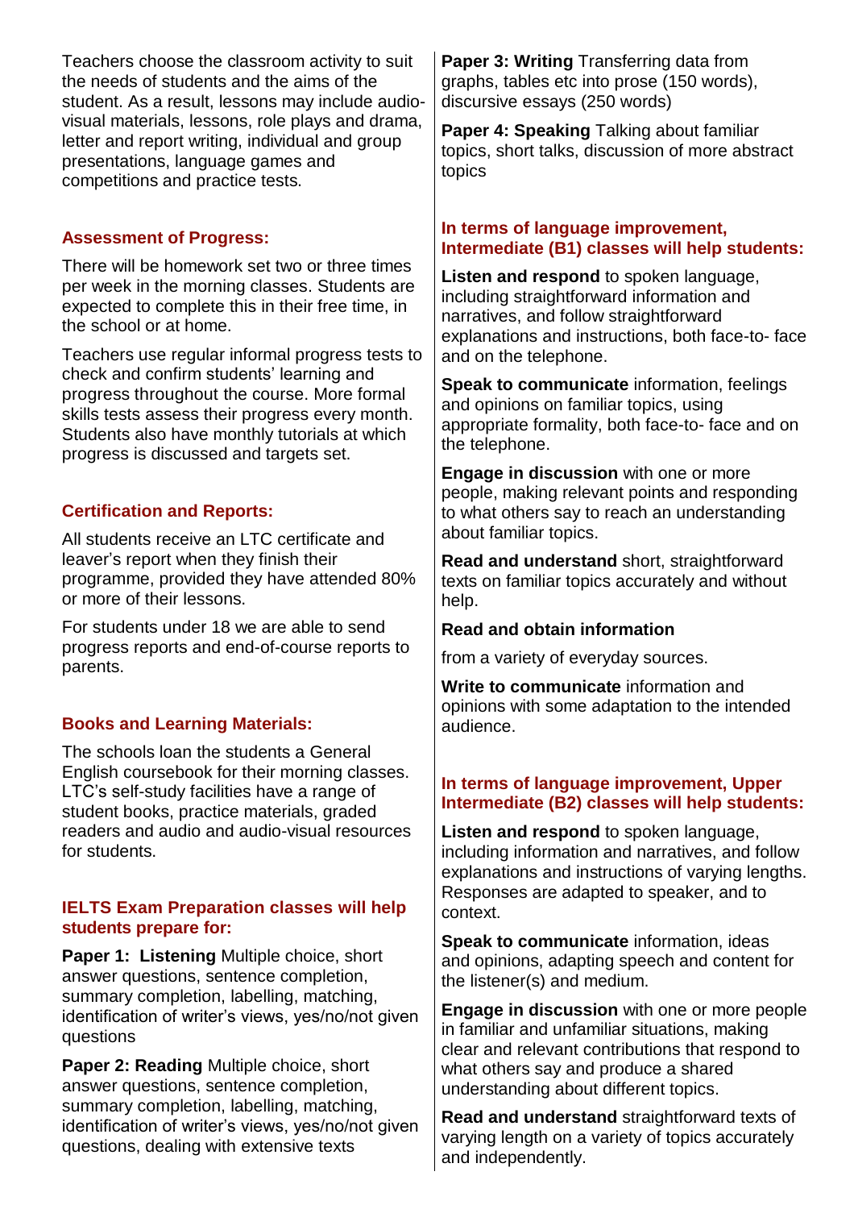Teachers choose the classroom activity to suit the needs of students and the aims of the student. As a result, lessons may include audio-visual materials, lessons, role plays and drama, letter and report writing, individual and group presentations, language games and competitions and practice tests.

### Assessment of Progress:

There will be homework set two or three times per week in the morning classes. Students are expected to complete this in their free time, in the school or at home.

Teachers use regular informal progress tests to check and confirm students' learning and progress throughout the course. More formal skills tests assess their progress every month. Students also have monthly tutorials at which progress is discussed and targets set.

### Certification and Reports:

All students receive an LTC certificate and leaver's report when they finish their programme, provided they have attended 80% or more of their lessons.

For students under 18 we are able to send progress reports and end-of-course reports to parents.

### Books and Learning Materials:

The schools loan the students a General English coursebook for their morning classes. LTC's self-study facilities have a range of student books, practice materials, graded readers and audio and audio-visual resources for students.

### IELTS Exam Preparation classes will help students prepare for:

**Paper 1: Listening** Multiple choice, short answer questions, sentence completion, summary completion, labelling, matching, identification of writer's views, yes/no/not given questions

**Paper 2: Reading** Multiple choice, short answer questions, sentence completion, summary completion, labelling, matching, identification of writer's views, yes/no/not given questions, dealing with extensive texts

**Paper 3: Writing** Transferring data from graphs, tables etc into prose (150 words), discursive essays (250 words)

**Paper 4: Speaking** Talking about familiar topics, short talks, discussion of more abstract topics

### In terms of language improvement, Intermediate (B1) classes will help students:

**Listen and respond** to spoken language, including straightforward information and narratives, and follow straightforward explanations and instructions, both face-to- face and on the telephone.

**Speak to communicate** information, feelings and opinions on familiar topics, using appropriate formality, both face-to- face and on the telephone.

**Engage in discussion** with one or more people, making relevant points and responding to what others say to reach an understanding about familiar topics.

**Read and understand** short, straightforward texts on familiar topics accurately and without help.

**Read and obtain information**

from a variety of everyday sources.

**Write to communicate** information and opinions with some adaptation to the intended audience.

### In terms of language improvement, Upper Intermediate (B2) classes will help students:

**Listen and respond** to spoken language, including information and narratives, and follow explanations and instructions of varying lengths. Responses are adapted to speaker, and to context.

**Speak to communicate** information, ideas and opinions, adapting speech and content for the listener(s) and medium.

**Engage in discussion** with one or more people in familiar and unfamiliar situations, making clear and relevant contributions that respond to what others say and produce a shared understanding about different topics.

**Read and understand** straightforward texts of varying length on a variety of topics accurately and independently.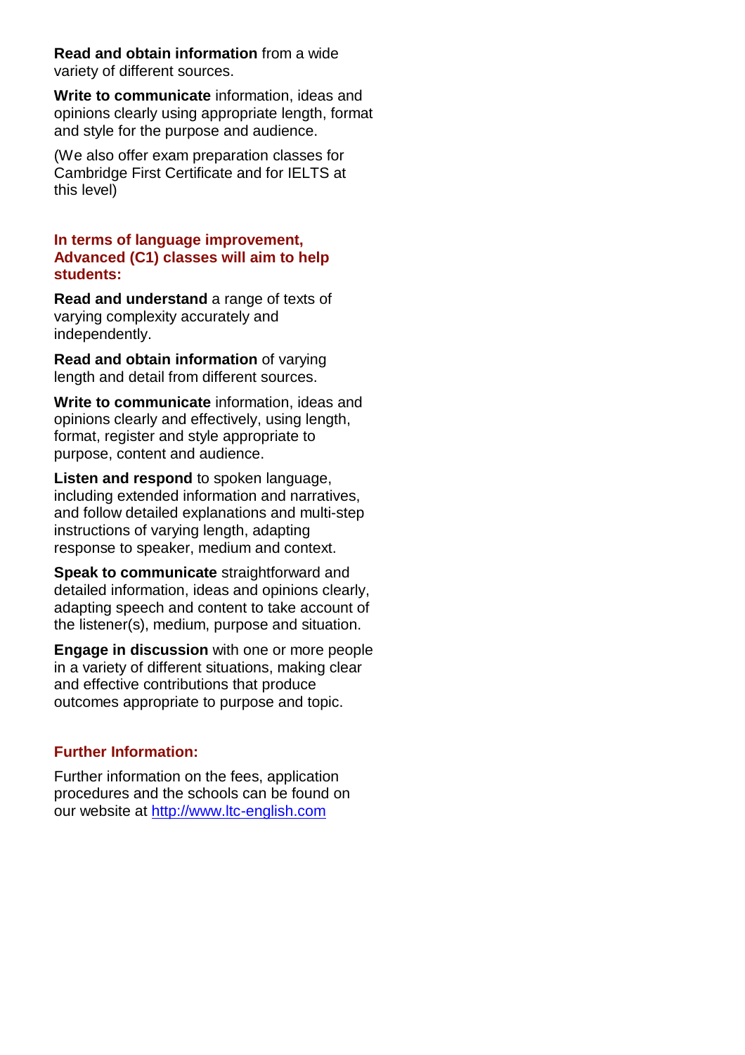**Read and obtain information** from a wide variety of different sources.

**Write to communicate** information, ideas and opinions clearly using appropriate length, format and style for the purpose and audience.

(We also offer exam preparation classes for Cambridge First Certificate and for IELTS at this level)

### In terms of language improvement, Advanced (C1) classes will aim to help students:

**Read and understand** a range of texts of varying complexity accurately and independently.

**Read and obtain information** of varying length and detail from different sources.

**Write to communicate** information, ideas and opinions clearly and effectively, using length, format, register and style appropriate to purpose, content and audience.

**Listen and respond** to spoken language, including extended information and narratives, and follow detailed explanations and multi-step instructions of varying length, adapting response to speaker, medium and context.

**Speak to communicate** straightforward and detailed information, ideas and opinions clearly, adapting speech and content to take account of the listener(s), medium, purpose and situation.

**Engage in discussion** with one or more people in a variety of different situations, making clear and effective contributions that produce outcomes appropriate to purpose and topic.

### Further Information:

Further information on the fees, application procedures and the schools can be found on our website at [http://www.ltc-english.com](http://www.ltc-english.com)